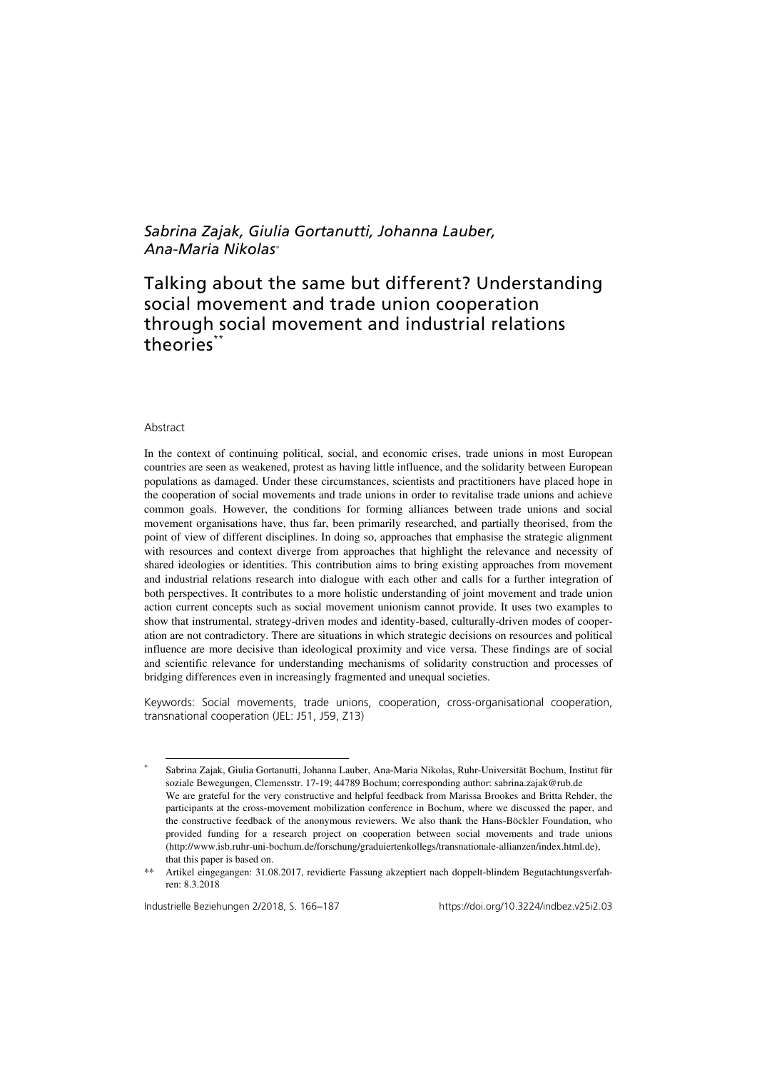*Sabrina Zajak, Giulia Gortanutti, Johanna Lauber, Ana-Maria Nikolas*[*]

# Talking about the same but different? Understanding social movement and trade union cooperation through social movement and industrial relations theories[**]

Abstract

In the context of continuing political, social, and economic crises, trade unions in most European countries are seen as weakened, protest as having little influence, and the solidarity between European populations as damaged. Under these circumstances, scientists and practitioners have placed hope in the cooperation of social movements and trade unions in order to revitalise trade unions and achieve common goals. However, the conditions for forming alliances between trade unions and social movement organisations have, thus far, been primarily researched, and partially theorised, from the point of view of different disciplines. In doing so, approaches that emphasise the strategic alignment with resources and context diverge from approaches that highlight the relevance and necessity of shared ideologies or identities. This contribution aims to bring existing approaches from movement and industrial relations research into dialogue with each other and calls for a further integration of both perspectives. It contributes to a more holistic understanding of joint movement and trade union action current concepts such as social movement unionism cannot provide. It uses two examples to show that instrumental, strategy-driven modes and identity-based, culturally-driven modes of cooperation are not contradictory. There are situations in which strategic decisions on resources and political influence are more decisive than ideological proximity and vice versa. These findings are of social and scientific relevance for understanding mechanisms of solidarity construction and processes of bridging differences even in increasingly fragmented and unequal societies.

Keywords: Social movements, trade unions, cooperation, cross-organisational cooperation, transnational cooperation (JEL: J51, J59, Z13)

[*] Sabrina Zajak, Giulia Gortanutti, Johanna Lauber, Ana-Maria Nikolas, Ruhr-Universität Bochum, Institut für soziale Bewegungen, Clemensstr. 17-19; 44789 Bochum; corresponding author: sabrina.zajak@rub.de
We are grateful for the very constructive and helpful feedback from Marissa Brookes and Britta Rehder, the participants at the cross-movement mobilization conference in Bochum, where we discussed the paper, and the constructive feedback of the anonymous reviewers. We also thank the Hans-Böckler Foundation, who provided funding for a research project on cooperation between social movements and trade unions (http://www.isb.ruhr-uni-bochum.de/forschung/graduiertenkollegs/transnationale-allianzen/index.html.de), that this paper is based on.

[**] Artikel eingegangen: 31.08.2017, revidierte Fassung akzeptiert nach doppelt-blindem Begutachtungsverfahren: 8.3.2018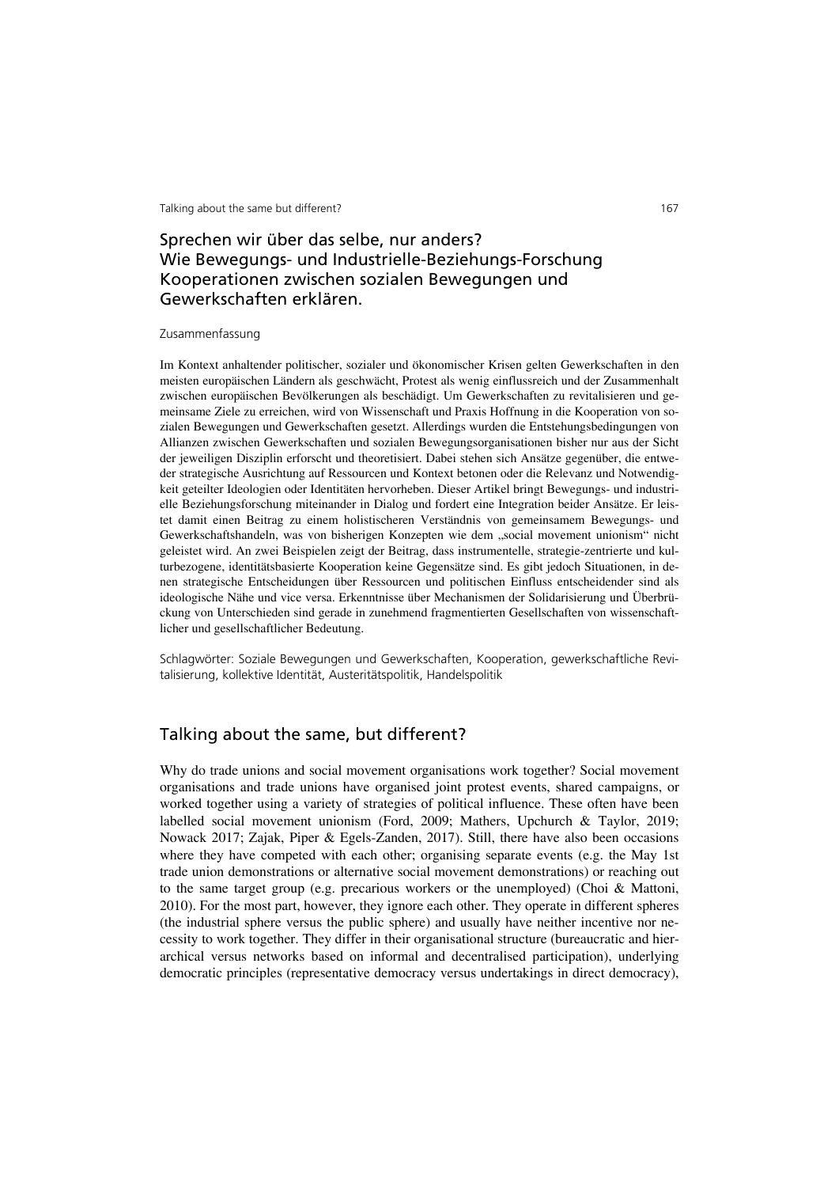## Sprechen wir über das selbe, nur anders? Wie Bewegungs- und Industrielle-Beziehungs-Forschung Kooperationen zwischen sozialen Bewegungen und Gewerkschaften erklären.

Zusammenfassung

Im Kontext anhaltender politischer, sozialer und ökonomischer Krisen gelten Gewerkschaften in den meisten europäischen Ländern als geschwächt, Protest als wenig einflussreich und der Zusammenhalt zwischen europäischen Bevölkerungen als beschädigt. Um Gewerkschaften zu revitalisieren und gemeinsame Ziele zu erreichen, wird von Wissenschaft und Praxis Hoffnung in die Kooperation von sozialen Bewegungen und Gewerkschaften gesetzt. Allerdings wurden die Entstehungsbedingungen von Allianzen zwischen Gewerkschaften und sozialen Bewegungsorganisationen bisher nur aus der Sicht der jeweiligen Disziplin erforscht und theoretisiert. Dabei stehen sich Ansätze gegenüber, die entweder strategische Ausrichtung auf Ressourcen und Kontext betonen oder die Relevanz und Notwendigkeit geteilter Ideologien oder Identitäten hervorheben. Dieser Artikel bringt Bewegungs- und industrielle Beziehungsforschung miteinander in Dialog und fordert eine Integration beider Ansätze. Er leistet damit einen Beitrag zu einem holistischeren Verständnis von gemeinsamem Bewegungs- und Gewerkschaftshandeln, was von bisherigen Konzepten wie dem „social movement unionism" nicht geleistet wird. An zwei Beispielen zeigt der Beitrag, dass instrumentelle, strategie-zentrierte und kulturbezogene, identitätsbasierte Kooperation keine Gegensätze sind. Es gibt jedoch Situationen, in denen strategische Entscheidungen über Ressourcen und politischen Einfluss entscheidender sind als ideologische Nähe und vice versa. Erkenntnisse über Mechanismen der Solidarisierung und Überbrückung von Unterschieden sind gerade in zunehmend fragmentierten Gesellschaften von wissenschaftlicher und gesellschaftlicher Bedeutung.

Schlagwörter: Soziale Bewegungen und Gewerkschaften, Kooperation, gewerkschaftliche Revitalisierung, kollektive Identität, Austeritätspolitik, Handelspolitik

## Talking about the same, but different?

Why do trade unions and social movement organisations work together? Social movement organisations and trade unions have organised joint protest events, shared campaigns, or worked together using a variety of strategies of political influence. These often have been labelled social movement unionism (Ford, 2009; Mathers, Upchurch & Taylor, 2019; Nowack 2017; Zajak, Piper & Egels-Zanden, 2017). Still, there have also been occasions where they have competed with each other; organising separate events (e.g. the May 1st trade union demonstrations or alternative social movement demonstrations) or reaching out to the same target group (e.g. precarious workers or the unemployed) (Choi & Mattoni, 2010). For the most part, however, they ignore each other. They operate in different spheres (the industrial sphere versus the public sphere) and usually have neither incentive nor necessity to work together. They differ in their organisational structure (bureaucratic and hierarchical versus networks based on informal and decentralised participation), underlying democratic principles (representative democracy versus undertakings in direct democracy),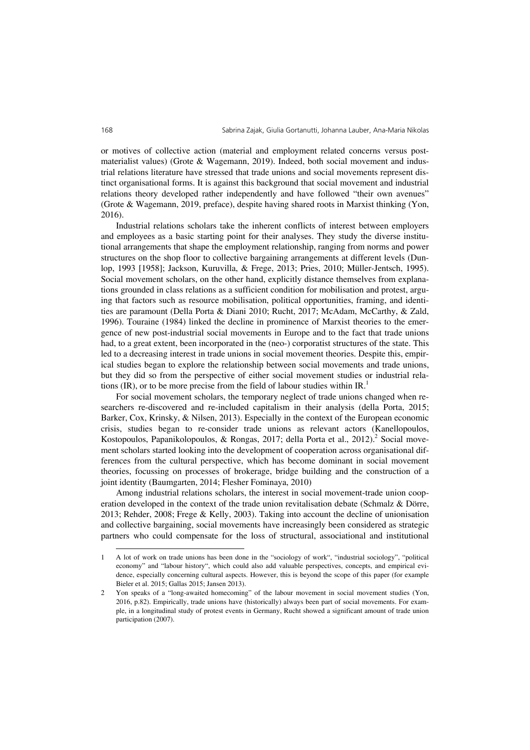or motives of collective action (material and employment related concerns versus post-materialist values) (Grote & Wagemann, 2019). Indeed, both social movement and industrial relations literature have stressed that trade unions and social movements represent distinct organisational forms. It is against this background that social movement and industrial relations theory developed rather independently and have followed "their own avenues" (Grote & Wagemann, 2019, preface), despite having shared roots in Marxist thinking (Yon, 2016).

Industrial relations scholars take the inherent conflicts of interest between employers and employees as a basic starting point for their analyses. They study the diverse institutional arrangements that shape the employment relationship, ranging from norms and power structures on the shop floor to collective bargaining arrangements at different levels (Dunlop, 1993 [1958]; Jackson, Kuruvilla, & Frege, 2013; Pries, 2010; Müller-Jentsch, 1995). Social movement scholars, on the other hand, explicitly distance themselves from explanations grounded in class relations as a sufficient condition for mobilisation and protest, arguing that factors such as resource mobilisation, political opportunities, framing, and identities are paramount (Della Porta & Diani 2010; Rucht, 2017; McAdam, McCarthy, & Zald, 1996). Touraine (1984) linked the decline in prominence of Marxist theories to the emergence of new post-industrial social movements in Europe and to the fact that trade unions had, to a great extent, been incorporated in the (neo-) corporatist structures of the state. This led to a decreasing interest in trade unions in social movement theories. Despite this, empirical studies began to explore the relationship between social movements and trade unions, but they did so from the perspective of either social movement studies or industrial relations (IR), or to be more precise from the field of labour studies within IR.[1]

For social movement scholars, the temporary neglect of trade unions changed when researchers re-discovered and re-included capitalism in their analysis (della Porta, 2015; Barker, Cox, Krinsky, & Nilsen, 2013). Especially in the context of the European economic crisis, studies began to re-consider trade unions as relevant actors (Kanellopoulos, Kostopoulos, Papanikolopoulos, & Rongas, 2017; della Porta et al., 2012).[2] Social movement scholars started looking into the development of cooperation across organisational differences from the cultural perspective, which has become dominant in social movement theories, focussing on processes of brokerage, bridge building and the construction of a joint identity (Baumgarten, 2014; Flesher Fominaya, 2010)

Among industrial relations scholars, the interest in social movement-trade union cooperation developed in the context of the trade union revitalisation debate (Schmalz & Dörre, 2013; Rehder, 2008; Frege & Kelly, 2003). Taking into account the decline of unionisation and collective bargaining, social movements have increasingly been considered as strategic partners who could compensate for the loss of structural, associational and institutional

---

1 A lot of work on trade unions has been done in the "sociology of work", "industrial sociology", "political economy" and "labour history", which could also add valuable perspectives, concepts, and empirical evidence, especially concerning cultural aspects. However, this is beyond the scope of this paper (for example Bieler et al. 2015; Gallas 2015; Jansen 2013).

2 Yon speaks of a "long-awaited homecoming" of the labour movement in social movement studies (Yon, 2016, p.82). Empirically, trade unions have (historically) always been part of social movements. For example, in a longitudinal study of protest events in Germany, Rucht showed a significant amount of trade union participation (2007).